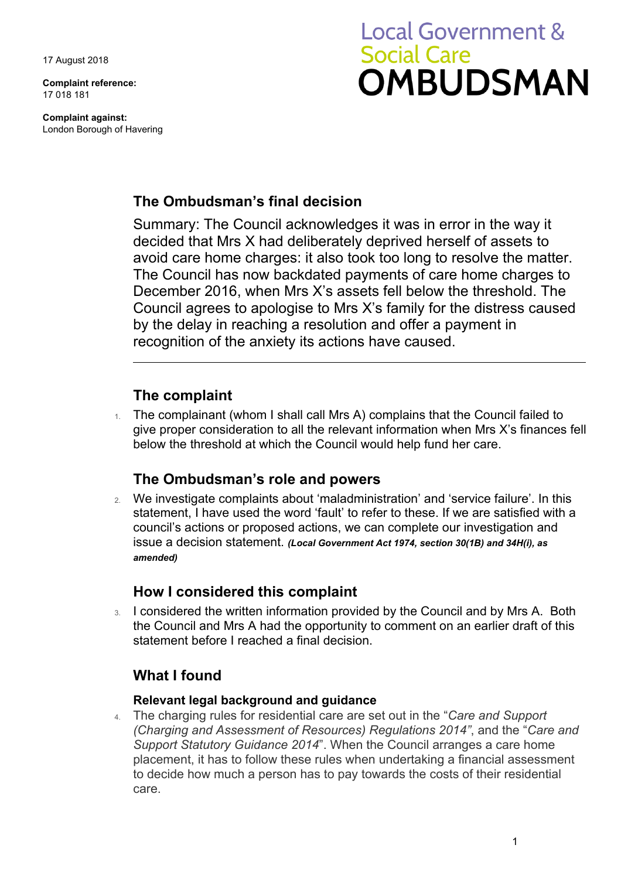17 August 2018

**Complaint reference:**
17 018 181

**Complaint against:**
London Borough of Havering

Local Government & Social Care **OMBUDSMAN**

## The Ombudsman's final decision

Summary: The Council acknowledges it was in error in the way it decided that Mrs X had deliberately deprived herself of assets to avoid care home charges: it also took too long to resolve the matter. The Council has now backdated payments of care home charges to December 2016, when Mrs X's assets fell below the threshold. The Council agrees to apologise to Mrs X's family for the distress caused by the delay in reaching a resolution and offer a payment in recognition of the anxiety its actions have caused.

---

## The complaint

1. The complainant (whom I shall call Mrs A) complains that the Council failed to give proper consideration to all the relevant information when Mrs X's finances fell below the threshold at which the Council would help fund her care.

## The Ombudsman's role and powers

2. We investigate complaints about 'maladministration' and 'service failure'. In this statement, I have used the word 'fault' to refer to these. If we are satisfied with a council's actions or proposed actions, we can complete our investigation and issue a decision statement. ***(Local Government Act 1974, section 30(1B) and 34H(i), as amended)***

## How I considered this complaint

3. I considered the written information provided by the Council and by Mrs A. Both the Council and Mrs A had the opportunity to comment on an earlier draft of this statement before I reached a final decision.

## What I found

### Relevant legal background and guidance

4. The charging rules for residential care are set out in the "*Care and Support (Charging and Assessment of Resources) Regulations 2014"*, and the "*Care and Support Statutory Guidance 2014*". When the Council arranges a care home placement, it has to follow these rules when undertaking a financial assessment to decide how much a person has to pay towards the costs of their residential care.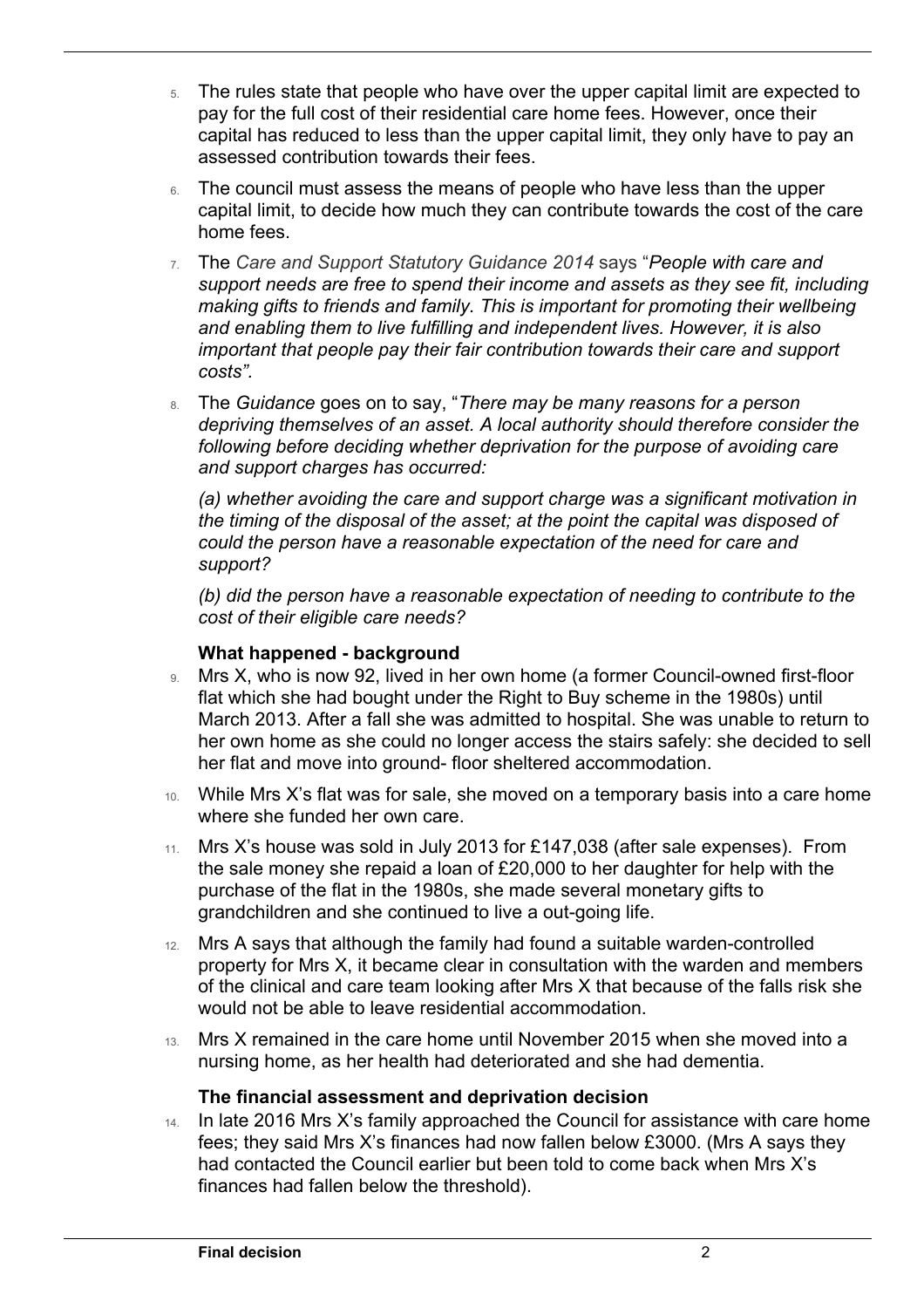5. The rules state that people who have over the upper capital limit are expected to pay for the full cost of their residential care home fees. However, once their capital has reduced to less than the upper capital limit, they only have to pay an assessed contribution towards their fees.

6. The council must assess the means of people who have less than the upper capital limit, to decide how much they can contribute towards the cost of the care home fees.

7. The *Care and Support Statutory Guidance 2014* says "*People with care and support needs are free to spend their income and assets as they see fit, including making gifts to friends and family. This is important for promoting their wellbeing and enabling them to live fulfilling and independent lives. However, it is also important that people pay their fair contribution towards their care and support costs".*

8. The *Guidance* goes on to say, "*There may be many reasons for a person depriving themselves of an asset. A local authority should therefore consider the following before deciding whether deprivation for the purpose of avoiding care and support charges has occurred:*

   *(a) whether avoiding the care and support charge was a significant motivation in the timing of the disposal of the asset; at the point the capital was disposed of could the person have a reasonable expectation of the need for care and support?*

   *(b) did the person have a reasonable expectation of needing to contribute to the cost of their eligible care needs?*

### What happened - background

9. Mrs X, who is now 92, lived in her own home (a former Council-owned first-floor flat which she had bought under the Right to Buy scheme in the 1980s) until March 2013. After a fall she was admitted to hospital. She was unable to return to her own home as she could no longer access the stairs safely: she decided to sell her flat and move into ground- floor sheltered accommodation.

10. While Mrs X's flat was for sale, she moved on a temporary basis into a care home where she funded her own care.

11. Mrs X's house was sold in July 2013 for £147,038 (after sale expenses). From the sale money she repaid a loan of £20,000 to her daughter for help with the purchase of the flat in the 1980s, she made several monetary gifts to grandchildren and she continued to live a out-going life.

12. Mrs A says that although the family had found a suitable warden-controlled property for Mrs X, it became clear in consultation with the warden and members of the clinical and care team looking after Mrs X that because of the falls risk she would not be able to leave residential accommodation.

13. Mrs X remained in the care home until November 2015 when she moved into a nursing home, as her health had deteriorated and she had dementia.

### The financial assessment and deprivation decision

14. In late 2016 Mrs X's family approached the Council for assistance with care home fees; they said Mrs X's finances had now fallen below £3000. (Mrs A says they had contacted the Council earlier but been told to come back when Mrs X's finances had fallen below the threshold).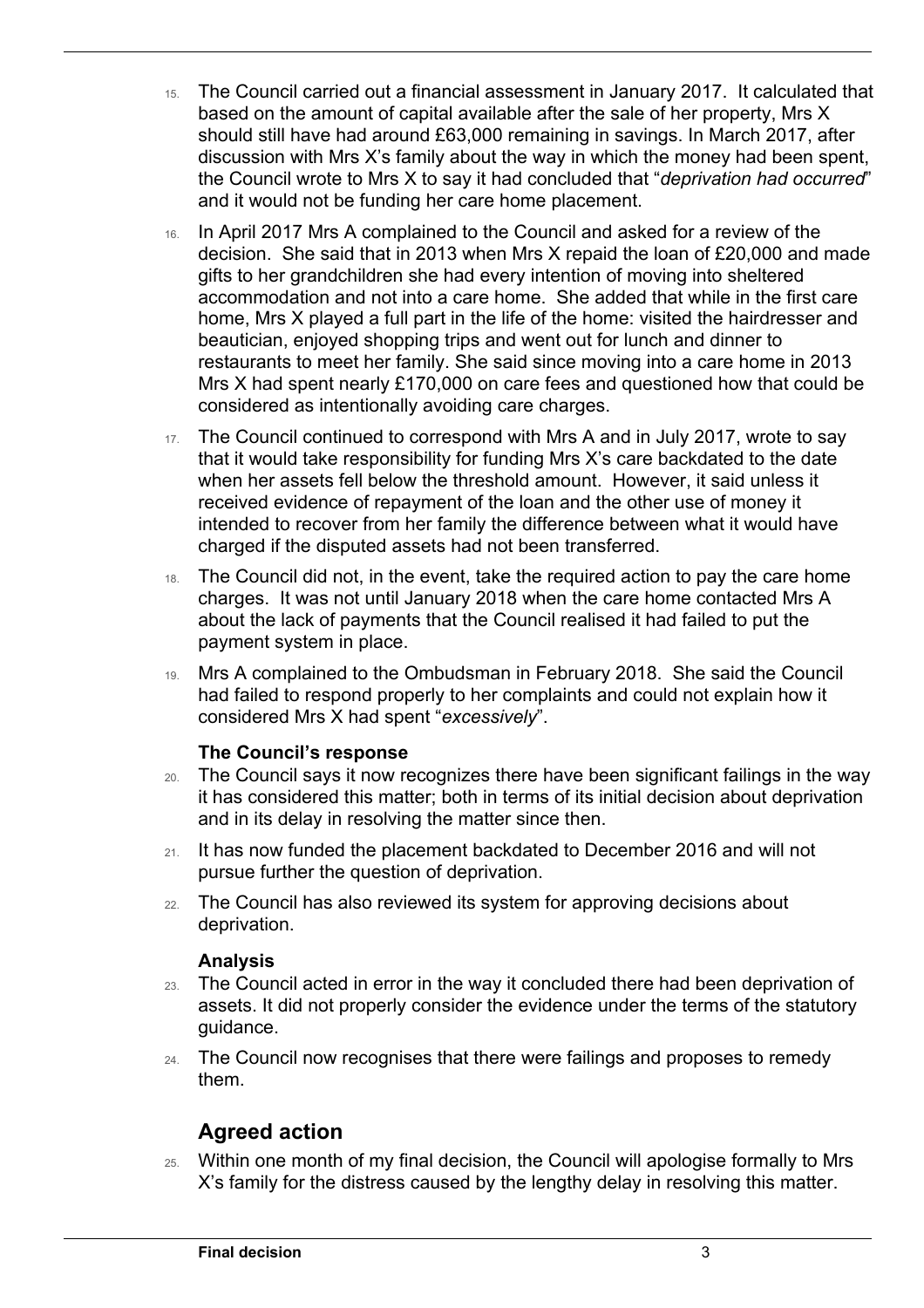15. The Council carried out a financial assessment in January 2017. It calculated that based on the amount of capital available after the sale of her property, Mrs X should still have had around £63,000 remaining in savings. In March 2017, after discussion with Mrs X's family about the way in which the money had been spent, the Council wrote to Mrs X to say it had concluded that "*deprivation had occurred*" and it would not be funding her care home placement.

16. In April 2017 Mrs A complained to the Council and asked for a review of the decision. She said that in 2013 when Mrs X repaid the loan of £20,000 and made gifts to her grandchildren she had every intention of moving into sheltered accommodation and not into a care home. She added that while in the first care home, Mrs X played a full part in the life of the home: visited the hairdresser and beautician, enjoyed shopping trips and went out for lunch and dinner to restaurants to meet her family. She said since moving into a care home in 2013 Mrs X had spent nearly £170,000 on care fees and questioned how that could be considered as intentionally avoiding care charges.

17. The Council continued to correspond with Mrs A and in July 2017, wrote to say that it would take responsibility for funding Mrs X's care backdated to the date when her assets fell below the threshold amount. However, it said unless it received evidence of repayment of the loan and the other use of money it intended to recover from her family the difference between what it would have charged if the disputed assets had not been transferred.

18. The Council did not, in the event, take the required action to pay the care home charges. It was not until January 2018 when the care home contacted Mrs A about the lack of payments that the Council realised it had failed to put the payment system in place.

19. Mrs A complained to the Ombudsman in February 2018. She said the Council had failed to respond properly to her complaints and could not explain how it considered Mrs X had spent "*excessively*".

### The Council's response

20. The Council says it now recognizes there have been significant failings in the way it has considered this matter; both in terms of its initial decision about deprivation and in its delay in resolving the matter since then.

21. It has now funded the placement backdated to December 2016 and will not pursue further the question of deprivation.

22. The Council has also reviewed its system for approving decisions about deprivation.

### Analysis

23. The Council acted in error in the way it concluded there had been deprivation of assets. It did not properly consider the evidence under the terms of the statutory guidance.

24. The Council now recognises that there were failings and proposes to remedy them.

## Agreed action

25. Within one month of my final decision, the Council will apologise formally to Mrs X's family for the distress caused by the lengthy delay in resolving this matter.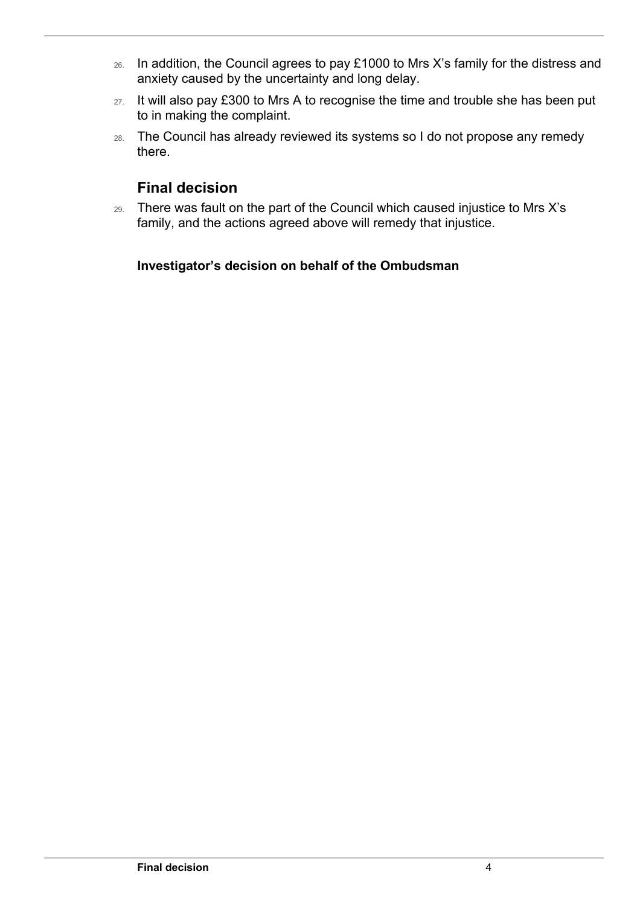26. In addition, the Council agrees to pay £1000 to Mrs X's family for the distress and anxiety caused by the uncertainty and long delay.

27. It will also pay £300 to Mrs A to recognise the time and trouble she has been put to in making the complaint.

28. The Council has already reviewed its systems so I do not propose any remedy there.

## Final decision

29. There was fault on the part of the Council which caused injustice to Mrs X's family, and the actions agreed above will remedy that injustice.

**Investigator's decision on behalf of the Ombudsman**